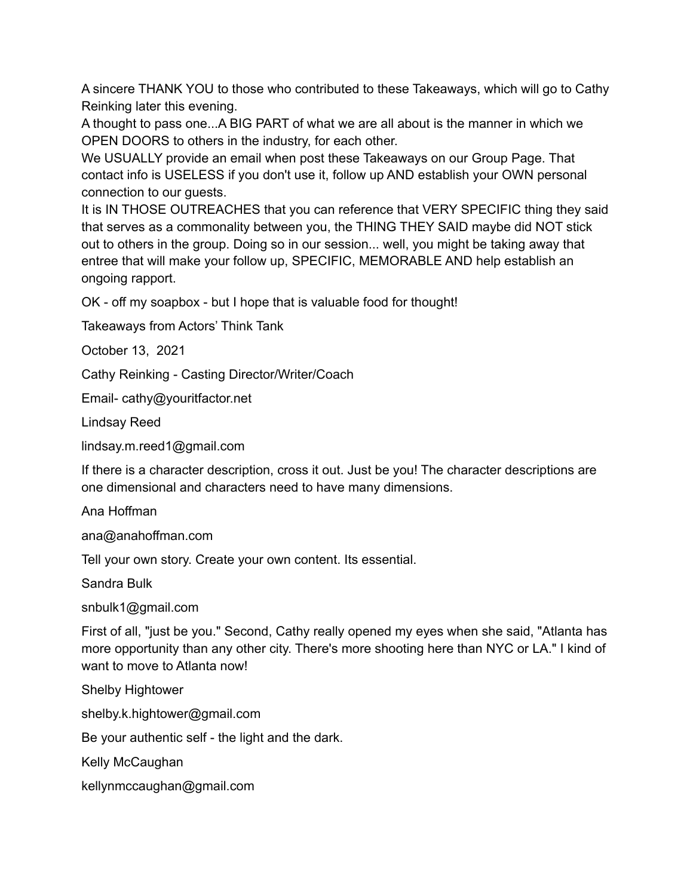A sincere THANK YOU to those who contributed to these Takeaways, which will go to Cathy Reinking later this evening.

A thought to pass one...A BIG PART of what we are all about is the manner in which we OPEN DOORS to others in the industry, for each other.

We USUALLY provide an email when post these Takeaways on our Group Page. That contact info is USELESS if you don't use it, follow up AND establish your OWN personal connection to our guests.

It is IN THOSE OUTREACHES that you can reference that VERY SPECIFIC thing they said that serves as a commonality between you, the THING THEY SAID maybe did NOT stick out to others in the group. Doing so in our session... well, you might be taking away that entree that will make your follow up, SPECIFIC, MEMORABLE AND help establish an ongoing rapport.

OK - off my soapbox - but I hope that is valuable food for thought!

Takeaways from Actors' Think Tank

October 13, 2021

Cathy Reinking - Casting Director/Writer/Coach

Email- cathy@youritfactor.net

Lindsay Reed

lindsay.m.reed1@gmail.com

If there is a character description, cross it out. Just be you! The character descriptions are one dimensional and characters need to have many dimensions.

Ana Hoffman

ana@anahoffman.com

Tell your own story. Create your own content. Its essential.

Sandra Bulk

snbulk1@gmail.com

First of all, "just be you." Second, Cathy really opened my eyes when she said, "Atlanta has more opportunity than any other city. There's more shooting here than NYC or LA." I kind of want to move to Atlanta now!

Shelby Hightower

shelby.k.hightower@gmail.com

Be your authentic self - the light and the dark.

Kelly McCaughan

kellynmccaughan@gmail.com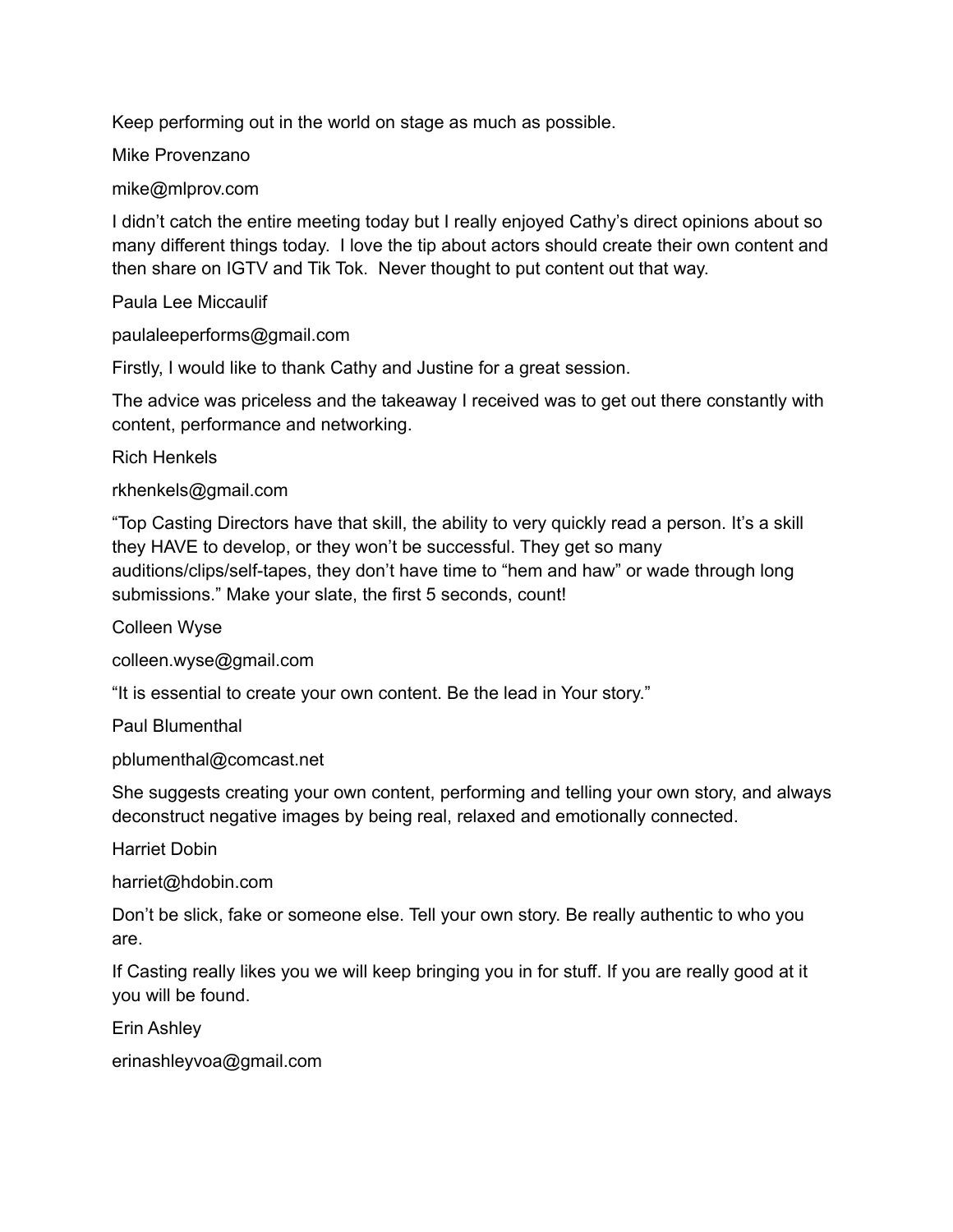Keep performing out in the world on stage as much as possible.

Mike Provenzano

mike@mlprov.com

I didn't catch the entire meeting today but I really enjoyed Cathy's direct opinions about so many different things today. I love the tip about actors should create their own content and then share on IGTV and Tik Tok. Never thought to put content out that way.

Paula Lee Miccaulif

paulaleeperforms@gmail.com

Firstly, I would like to thank Cathy and Justine for a great session.

The advice was priceless and the takeaway I received was to get out there constantly with content, performance and networking.

Rich Henkels

rkhenkels@gmail.com

"Top Casting Directors have that skill, the ability to very quickly read a person. It's a skill they HAVE to develop, or they won't be successful. They get so many auditions/clips/self-tapes, they don't have time to "hem and haw" or wade through long submissions." Make your slate, the first 5 seconds, count!

Colleen Wyse

colleen.wyse@gmail.com

"It is essential to create your own content. Be the lead in Your story."

Paul Blumenthal

pblumenthal@comcast.net

She suggests creating your own content, performing and telling your own story, and always deconstruct negative images by being real, relaxed and emotionally connected.

Harriet Dobin

harriet@hdobin.com

Don't be slick, fake or someone else. Tell your own story. Be really authentic to who you are.

If Casting really likes you we will keep bringing you in for stuff. If you are really good at it you will be found.

Erin Ashley

erinashleyvoa@gmail.com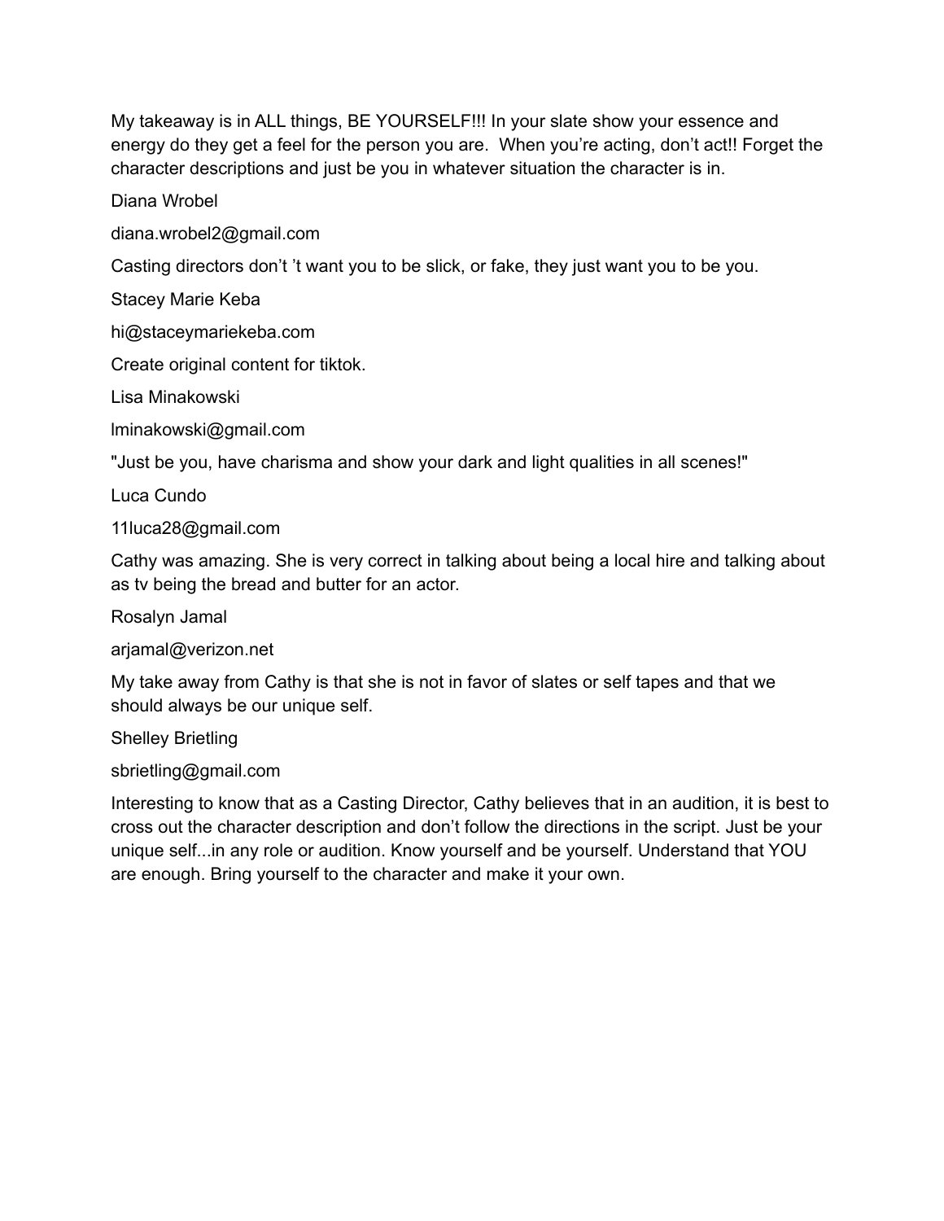My takeaway is in ALL things, BE YOURSELF!!! In your slate show your essence and energy do they get a feel for the person you are. When you're acting, don't act!! Forget the character descriptions and just be you in whatever situation the character is in.

Diana Wrobel

diana.wrobel2@gmail.com

Casting directors don't 't want you to be slick, or fake, they just want you to be you.

Stacey Marie Keba

hi@staceymariekeba.com

Create original content for tiktok.

Lisa Minakowski

lminakowski@gmail.com

"Just be you, have charisma and show your dark and light qualities in all scenes!"

Luca Cundo

11luca28@gmail.com

Cathy was amazing. She is very correct in talking about being a local hire and talking about as tv being the bread and butter for an actor.

Rosalyn Jamal

arjamal@verizon.net

My take away from Cathy is that she is not in favor of slates or self tapes and that we should always be our unique self.

Shelley Brietling

sbrietling@gmail.com

Interesting to know that as a Casting Director, Cathy believes that in an audition, it is best to cross out the character description and don't follow the directions in the script. Just be your unique self...in any role or audition. Know yourself and be yourself. Understand that YOU are enough. Bring yourself to the character and make it your own.